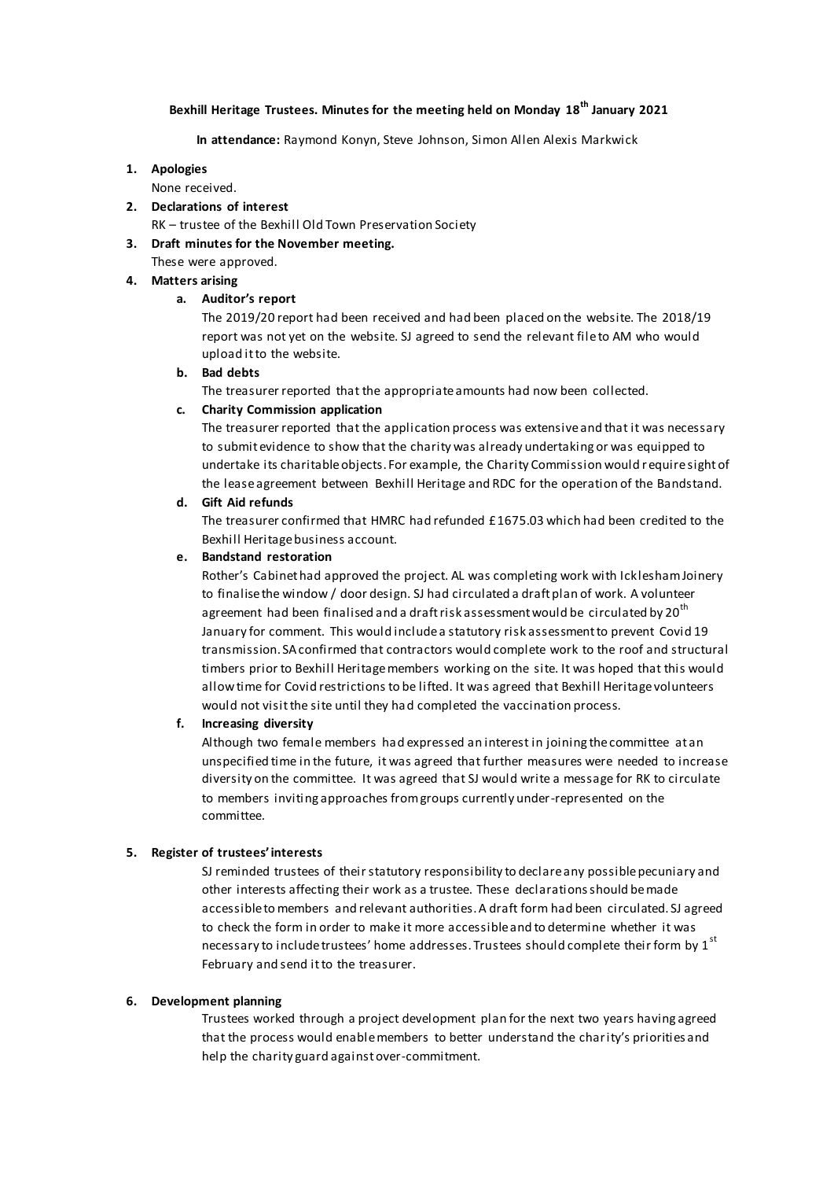**Bexhill Heritage Trustees. Minutes for the meeting held on Monday 18th January 2021**

**In attendance:** Raymond Konyn, Steve Johnson, Simon Allen Alexis Markwick

1. **Apologies**

   None received.

2. **Declarations of interest**

   RK – trustee of the Bexhill Old Town Preservation Society

3. **Draft minutes for the November meeting.**

   These were approved.

4. **Matters arising**

   a. **Auditor's report**

      The 2019/20 report had been received and had been placed on the website. The 2018/19 report was not yet on the website. SJ agreed to send the relevant file to AM who would upload it to the website.

   b. **Bad debts**

      The treasurer reported that the appropriate amounts had now been collected.

   c. **Charity Commission application**

      The treasurer reported that the application process was extensive and that it was necessary to submit evidence to show that the charity was already undertaking or was equipped to undertake its charitable objects. For example, the Charity Commission would require sight of the lease agreement between Bexhill Heritage and RDC for the operation of the Bandstand.

   d. **Gift Aid refunds**

      The treasurer confirmed that HMRC had refunded £1675.03 which had been credited to the Bexhill Heritage business account.

   e. **Bandstand restoration**

      Rother's Cabinet had approved the project. AL was completing work with Icklesham Joinery to finalise the window / door design. SJ had circulated a draft plan of work. A volunteer agreement had been finalised and a draft risk assessment would be circulated by 20th January for comment. This would include a statutory risk assessment to prevent Covid 19 transmission. SA confirmed that contractors would complete work to the roof and structural timbers prior to Bexhill Heritage members working on the site. It was hoped that this would allow time for Covid restrictions to be lifted. It was agreed that Bexhill Heritage volunteers would not visit the site until they had completed the vaccination process.

   f. **Increasing diversity**

      Although two female members had expressed an interest in joining the committee at an unspecified time in the future, it was agreed that further measures were needed to increase diversity on the committee. It was agreed that SJ would write a message for RK to circulate to members inviting approaches from groups currently under-represented on the committee.

5. **Register of trustees' interests**

   SJ reminded trustees of their statutory responsibility to declare any possible pecuniary and other interests affecting their work as a trustee. These declarations should be made accessible to members and relevant authorities. A draft form had been circulated. SJ agreed to check the form in order to make it more accessible and to determine whether it was necessary to include trustees' home addresses. Trustees should complete their form by 1st February and send it to the treasurer.

6. **Development planning**

   Trustees worked through a project development plan for the next two years having agreed that the process would enable members to better understand the charity's priorities and help the charity guard against over-commitment.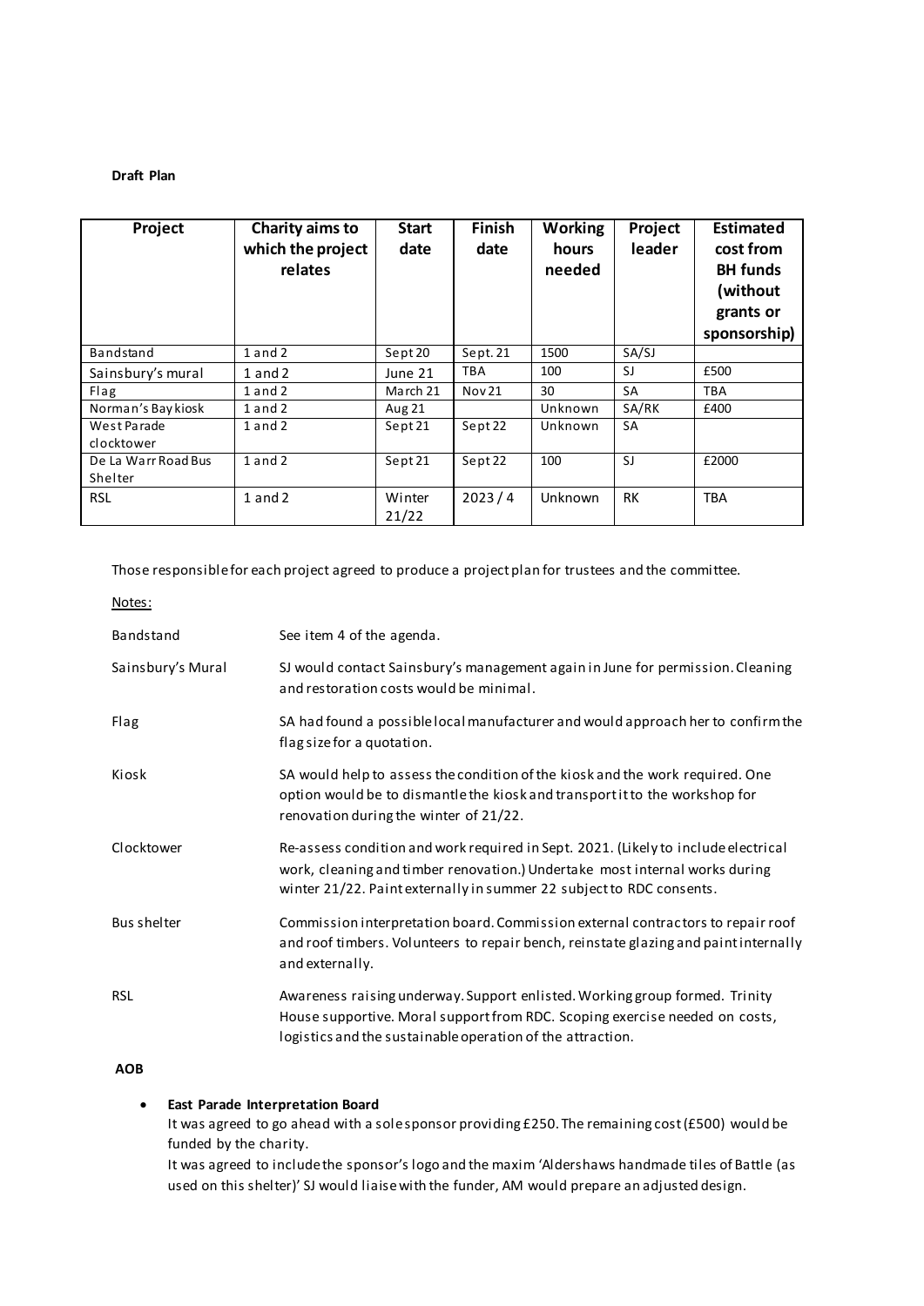**Draft Plan**

| Project | Charity aims to which the project relates | Start date | Finish date | Working hours needed | Project leader | Estimated cost from BH funds (without grants or sponsorship) |
|---|---|---|---|---|---|---|
| Bandstand | 1 and 2 | Sept 20 | Sept. 21 | 1500 | SA/SJ | |
| Sainsbury's mural | 1 and 2 | June 21 | TBA | 100 | SJ | £500 |
| Flag | 1 and 2 | March 21 | Nov 21 | 30 | SA | TBA |
| Norman's Bay kiosk | 1 and 2 | Aug 21 | | Unknown | SA/RK | £400 |
| West Parade clocktower | 1 and 2 | Sept 21 | Sept 22 | Unknown | SA | |
| De La Warr Road Bus Shelter | 1 and 2 | Sept 21 | Sept 22 | 100 | SJ | £2000 |
| RSL | 1 and 2 | Winter 21/22 | 2023 / 4 | Unknown | RK | TBA |

Those responsible for each project agreed to produce a project plan for trustees and the committee.

Notes:

| | |
|---|---|
| Bandstand | See item 4 of the agenda. |
| Sainsbury's Mural | SJ would contact Sainsbury's management again in June for permission. Cleaning and restoration costs would be minimal. |
| Flag | SA had found a possible local manufacturer and would approach her to confirm the flag size for a quotation. |
| Kiosk | SA would help to assess the condition of the kiosk and the work required. One option would be to dismantle the kiosk and transport it to the workshop for renovation during the winter of 21/22. |
| Clocktower | Re-assess condition and work required in Sept. 2021. (Likely to include electrical work, cleaning and timber renovation.) Undertake most internal works during winter 21/22. Paint externally in summer 22 subject to RDC consents. |
| Bus shelter | Commission interpretation board. Commission external contractors to repair roof and roof timbers. Volunteers to repair bench, reinstate glazing and paint internally and externally. |
| RSL | Awareness raising underway. Support enlisted. Working group formed. Trinity House supportive. Moral support from RDC. Scoping exercise needed on costs, logistics and the sustainable operation of the attraction. |

**AOB**

- **East Parade Interpretation Board**
  It was agreed to go ahead with a sole sponsor providing £250. The remaining cost (£500) would be funded by the charity.
  It was agreed to include the sponsor's logo and the maxim 'Aldershaws handmade tiles of Battle (as used on this shelter)' SJ would liaise with the funder, AM would prepare an adjusted design.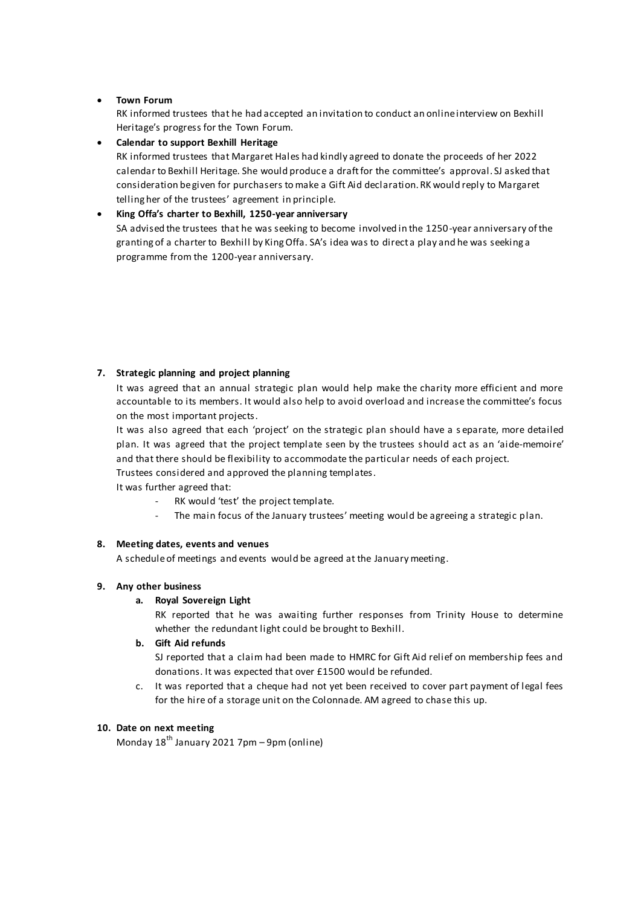- **Town Forum**
  RK informed trustees that he had accepted an invitation to conduct an online interview on Bexhill Heritage's progress for the Town Forum.
- **Calendar to support Bexhill Heritage**
  RK informed trustees that Margaret Hales had kindly agreed to donate the proceeds of her 2022 calendar to Bexhill Heritage. She would produce a draft for the committee's approval. SJ asked that consideration be given for purchasers to make a Gift Aid declaration. RK would reply to Margaret telling her of the trustees' agreement in principle.
- **King Offa's charter to Bexhill, 1250-year anniversary**
  SA advised the trustees that he was seeking to become involved in the 1250-year anniversary of the granting of a charter to Bexhill by King Offa. SA's idea was to direct a play and he was seeking a programme from the 1200-year anniversary.

**7. Strategic planning and project planning**

It was agreed that an annual strategic plan would help make the charity more efficient and more accountable to its members. It would also help to avoid overload and increase the committee's focus on the most important projects.

It was also agreed that each 'project' on the strategic plan should have a separate, more detailed plan. It was agreed that the project template seen by the trustees should act as an 'aide-memoire' and that there should be flexibility to accommodate the particular needs of each project.

Trustees considered and approved the planning templates.

It was further agreed that:

- RK would 'test' the project template.
- The main focus of the January trustees' meeting would be agreeing a strategic plan.

**8. Meeting dates, events and venues**

A schedule of meetings and events would be agreed at the January meeting.

**9. Any other business**

a. **Royal Sovereign Light**
   RK reported that he was awaiting further responses from Trinity House to determine whether the redundant light could be brought to Bexhill.

b. **Gift Aid refunds**
   SJ reported that a claim had been made to HMRC for Gift Aid relief on membership fees and donations. It was expected that over £1500 would be refunded.

c. It was reported that a cheque had not yet been received to cover part payment of legal fees for the hire of a storage unit on the Colonnade. AM agreed to chase this up.

**10. Date on next meeting**

Monday 18th January 2021 7pm – 9pm (online)